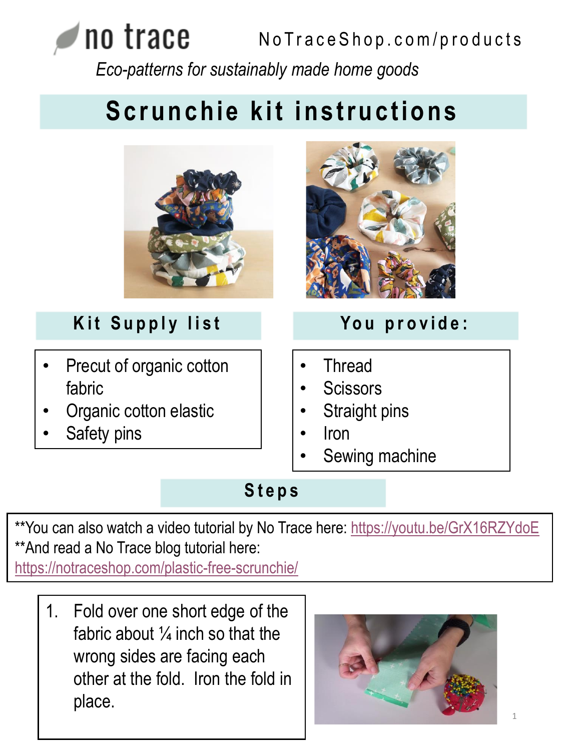no trace

NoTraceShop.com/products

*Eco-patterns for sustainably made home goods*

# Scrunchie kit instructions

## Kit Supply list

- Precut of organic cotton fabric
- Organic cotton elastic
- Safety pins

## You provide:

- Thread
- Scissors
- Straight pins
- Iron
- Sewing machine

## Steps

**You can also watch a video tutorial by No Trace here: https://youtu.be/GrX16RZYdoE
**And read a No Trace blog tutorial here: https://notraceshop.com/plastic-free-scrunchie/

1. Fold over one short edge of the fabric about ¼ inch so that the wrong sides are facing each other at the fold. Iron the fold in place.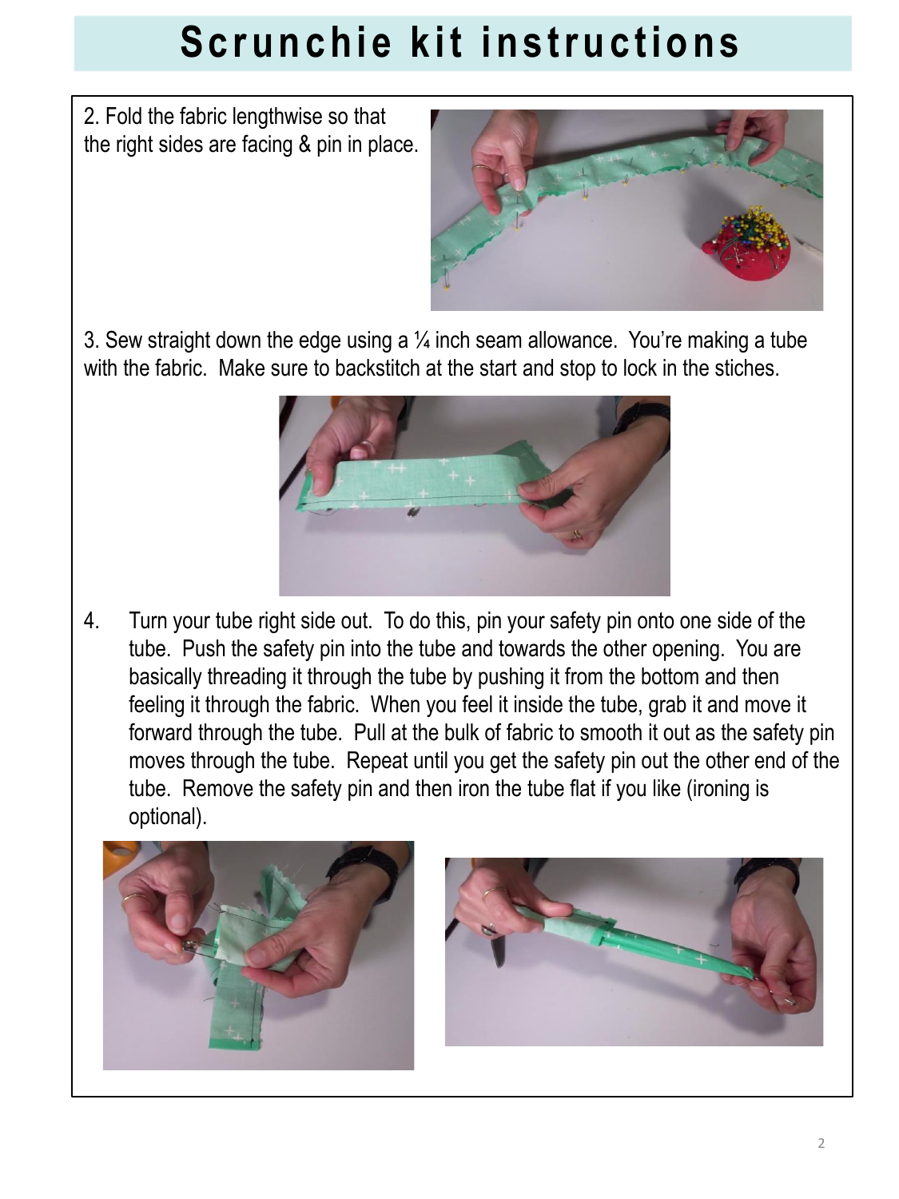# Scrunchie kit instructions

2. Fold the fabric lengthwise so that the right sides are facing & pin in place.

3. Sew straight down the edge using a ¼ inch seam allowance. You're making a tube with the fabric. Make sure to backstitch at the start and stop to lock in the stiches.

4. Turn your tube right side out. To do this, pin your safety pin onto one side of the tube. Push the safety pin into the tube and towards the other opening. You are basically threading it through the tube by pushing it from the bottom and then feeling it through the fabric. When you feel it inside the tube, grab it and move it forward through the tube. Pull at the bulk of fabric to smooth it out as the safety pin moves through the tube. Repeat until you get the safety pin out the other end of the tube. Remove the safety pin and then iron the tube flat if you like (ironing is optional).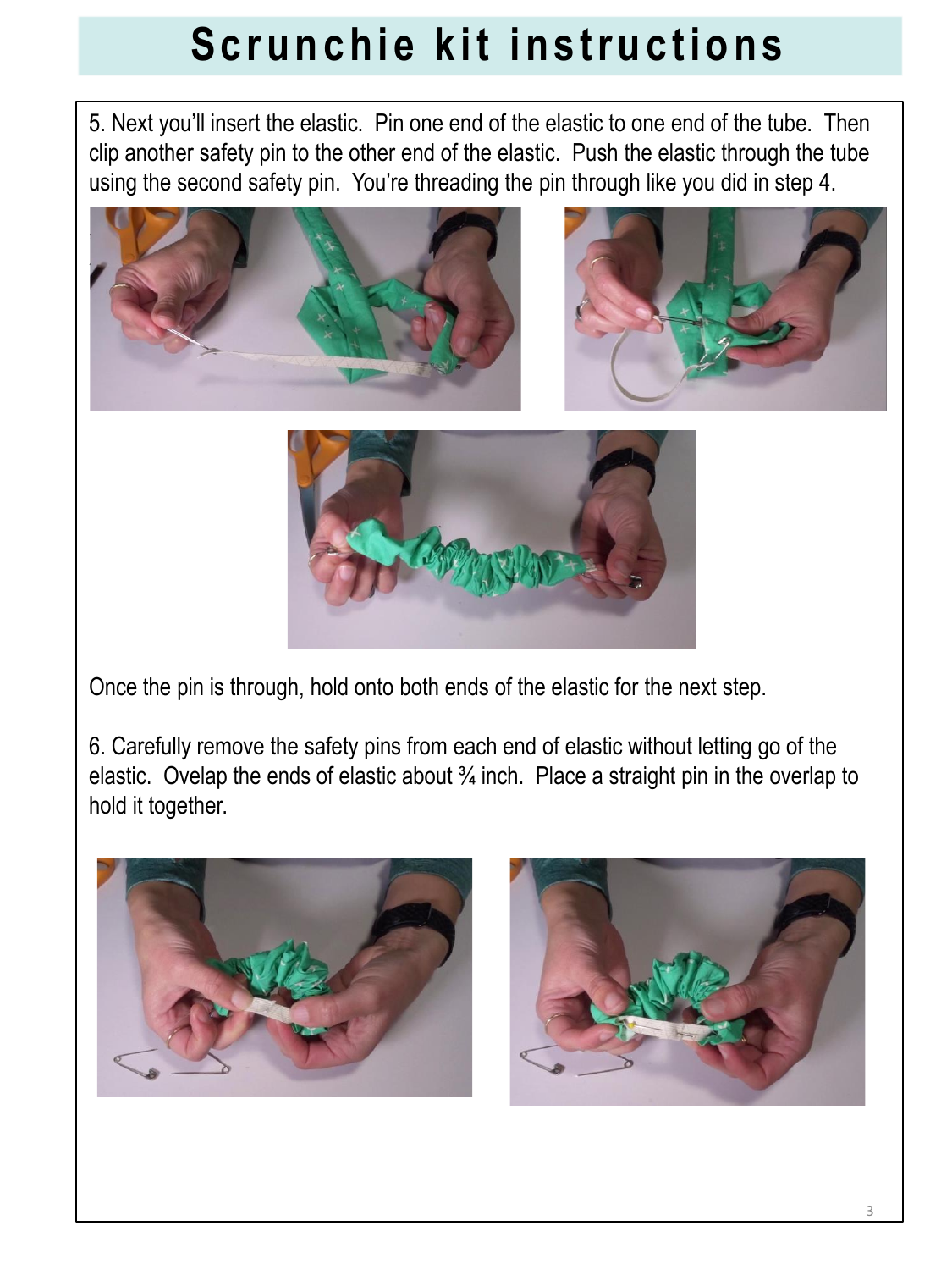# Scrunchie kit instructions

5. Next you'll insert the elastic. Pin one end of the elastic to one end of the tube. Then clip another safety pin to the other end of the elastic. Push the elastic through the tube using the second safety pin. You're threading the pin through like you did in step 4.

Once the pin is through, hold onto both ends of the elastic for the next step.

6. Carefully remove the safety pins from each end of elastic without letting go of the elastic. Ovelap the ends of elastic about ¾ inch. Place a straight pin in the overlap to hold it together.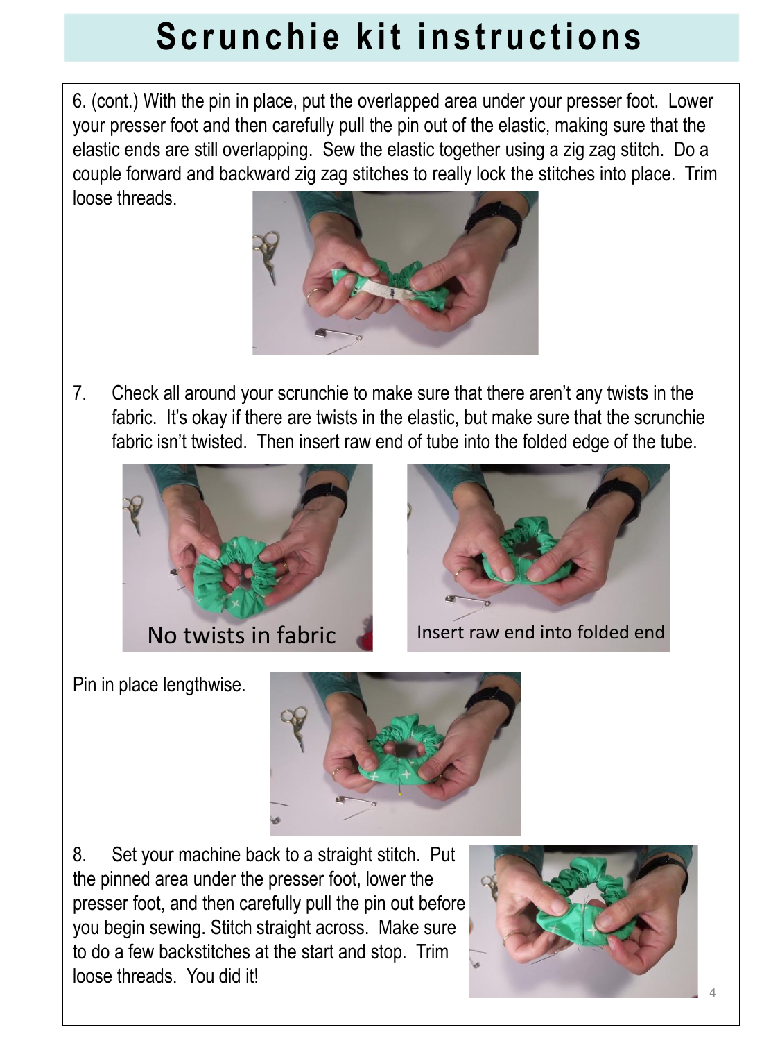# Scrunchie kit instructions

6. (cont.) With the pin in place, put the overlapped area under your presser foot. Lower your presser foot and then carefully pull the pin out of the elastic, making sure that the elastic ends are still overlapping. Sew the elastic together using a zig zag stitch. Do a couple forward and backward zig zag stitches to really lock the stitches into place. Trim loose threads.

7. Check all around your scrunchie to make sure that there aren't any twists in the fabric. It's okay if there are twists in the elastic, but make sure that the scrunchie fabric isn't twisted. Then insert raw end of tube into the folded edge of the tube.

No twists in fabric

Insert raw end into folded end

Pin in place lengthwise.

8. Set your machine back to a straight stitch. Put the pinned area under the presser foot, lower the presser foot, and then carefully pull the pin out before you begin sewing. Stitch straight across. Make sure to do a few backstitches at the start and stop. Trim loose threads. You did it!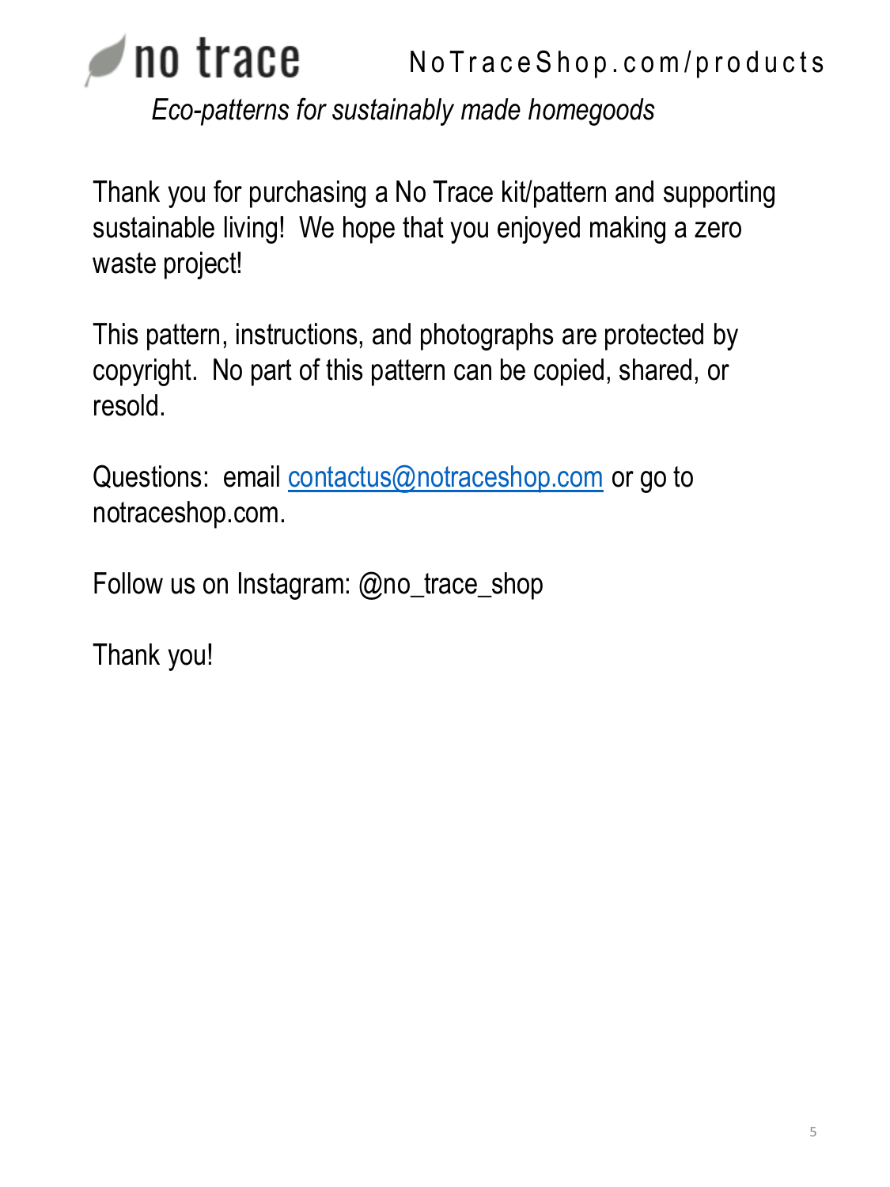no trace NoTraceShop.com/products

*Eco-patterns for sustainably made homegoods*

Thank you for purchasing a No Trace kit/pattern and supporting sustainable living! We hope that you enjoyed making a zero waste project!

This pattern, instructions, and photographs are protected by copyright. No part of this pattern can be copied, shared, or resold.

Questions: email contactus@notraceshop.com or go to notraceshop.com.

Follow us on Instagram: @no_trace_shop

Thank you!